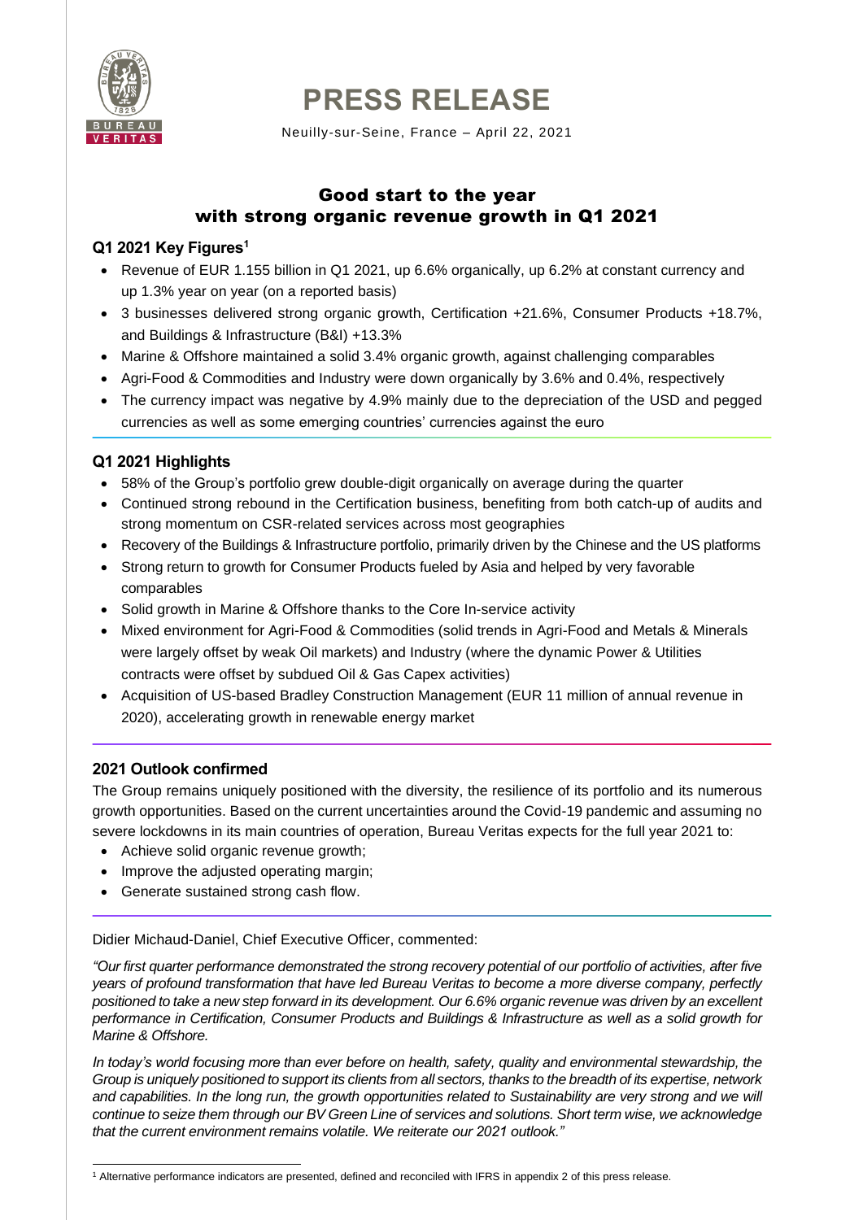# PRESS RELEASE

Neuilly-sur-Seine, France – April 22, 2021

## Good start to the year with strong organic revenue growth in Q1 2021

### Q1 2021 Key Figures[1]

- Revenue of EUR 1.155 billion in Q1 2021, up 6.6% organically, up 6.2% at constant currency and up 1.3% year on year (on a reported basis)
- 3 businesses delivered strong organic growth, Certification +21.6%, Consumer Products +18.7%, and Buildings & Infrastructure (B&I) +13.3%
- Marine & Offshore maintained a solid 3.4% organic growth, against challenging comparables
- Agri-Food & Commodities and Industry were down organically by 3.6% and 0.4%, respectively
- The currency impact was negative by 4.9% mainly due to the depreciation of the USD and pegged currencies as well as some emerging countries' currencies against the euro

### Q1 2021 Highlights

- 58% of the Group's portfolio grew double-digit organically on average during the quarter
- Continued strong rebound in the Certification business, benefiting from both catch-up of audits and strong momentum on CSR-related services across most geographies
- Recovery of the Buildings & Infrastructure portfolio, primarily driven by the Chinese and the US platforms
- Strong return to growth for Consumer Products fueled by Asia and helped by very favorable comparables
- Solid growth in Marine & Offshore thanks to the Core In-service activity
- Mixed environment for Agri-Food & Commodities (solid trends in Agri-Food and Metals & Minerals were largely offset by weak Oil markets) and Industry (where the dynamic Power & Utilities contracts were offset by subdued Oil & Gas Capex activities)
- Acquisition of US-based Bradley Construction Management (EUR 11 million of annual revenue in 2020), accelerating growth in renewable energy market

### 2021 Outlook confirmed

The Group remains uniquely positioned with the diversity, the resilience of its portfolio and its numerous growth opportunities. Based on the current uncertainties around the Covid-19 pandemic and assuming no severe lockdowns in its main countries of operation, Bureau Veritas expects for the full year 2021 to:

- Achieve solid organic revenue growth;
- Improve the adjusted operating margin;
- Generate sustained strong cash flow.

Didier Michaud-Daniel, Chief Executive Officer, commented:

*"Our first quarter performance demonstrated the strong recovery potential of our portfolio of activities, after five years of profound transformation that have led Bureau Veritas to become a more diverse company, perfectly positioned to take a new step forward in its development. Our 6.6% organic revenue was driven by an excellent performance in Certification, Consumer Products and Buildings & Infrastructure as well as a solid growth for Marine & Offshore.*

*In today's world focusing more than ever before on health, safety, quality and environmental stewardship, the Group is uniquely positioned to support its clients from all sectors, thanks to the breadth of its expertise, network and capabilities. In the long run, the growth opportunities related to Sustainability are very strong and we will continue to seize them through our BV Green Line of services and solutions. Short term wise, we acknowledge that the current environment remains volatile. We reiterate our 2021 outlook."*

[1] Alternative performance indicators are presented, defined and reconciled with IFRS in appendix 2 of this press release.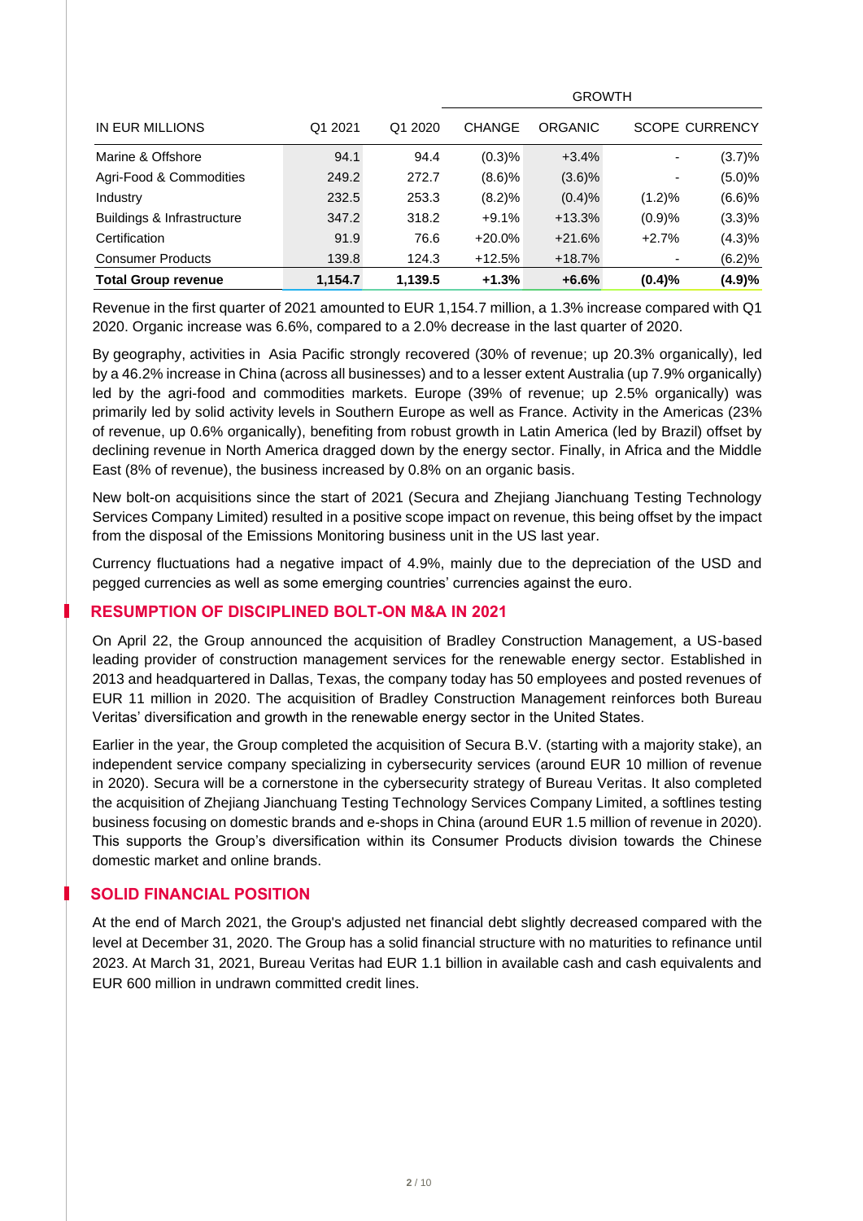| IN EUR MILLIONS | Q1 2021 | Q1 2020 | GROWTH | | | |
|---|---|---|---|---|---|---|
| | | | CHANGE | ORGANIC | SCOPE | CURRENCY |
| Marine & Offshore | 94.1 | 94.4 | (0.3)% | +3.4% | - | (3.7)% |
| Agri-Food & Commodities | 249.2 | 272.7 | (8.6)% | (3.6)% | - | (5.0)% |
| Industry | 232.5 | 253.3 | (8.2)% | (0.4)% | (1.2)% | (6.6)% |
| Buildings & Infrastructure | 347.2 | 318.2 | +9.1% | +13.3% | (0.9)% | (3.3)% |
| Certification | 91.9 | 76.6 | +20.0% | +21.6% | +2.7% | (4.3)% |
| Consumer Products | 139.8 | 124.3 | +12.5% | +18.7% | - | (6.2)% |
| **Total Group revenue** | **1,154.7** | **1,139.5** | **+1.3%** | **+6.6%** | **(0.4)%** | **(4.9)%** |

Revenue in the first quarter of 2021 amounted to EUR 1,154.7 million, a 1.3% increase compared with Q1 2020. Organic increase was 6.6%, compared to a 2.0% decrease in the last quarter of 2020.

By geography, activities in Asia Pacific strongly recovered (30% of revenue; up 20.3% organically), led by a 46.2% increase in China (across all businesses) and to a lesser extent Australia (up 7.9% organically) led by the agri-food and commodities markets. Europe (39% of revenue; up 2.5% organically) was primarily led by solid activity levels in Southern Europe as well as France. Activity in the Americas (23% of revenue, up 0.6% organically), benefiting from robust growth in Latin America (led by Brazil) offset by declining revenue in North America dragged down by the energy sector. Finally, in Africa and the Middle East (8% of revenue), the business increased by 0.8% on an organic basis.

New bolt-on acquisitions since the start of 2021 (Secura and Zhejiang Jianchuang Testing Technology Services Company Limited) resulted in a positive scope impact on revenue, this being offset by the impact from the disposal of the Emissions Monitoring business unit in the US last year.

Currency fluctuations had a negative impact of 4.9%, mainly due to the depreciation of the USD and pegged currencies as well as some emerging countries' currencies against the euro.

## RESUMPTION OF DISCIPLINED BOLT-ON M&A IN 2021

On April 22, the Group announced the acquisition of Bradley Construction Management, a US-based leading provider of construction management services for the renewable energy sector. Established in 2013 and headquartered in Dallas, Texas, the company today has 50 employees and posted revenues of EUR 11 million in 2020. The acquisition of Bradley Construction Management reinforces both Bureau Veritas' diversification and growth in the renewable energy sector in the United States.

Earlier in the year, the Group completed the acquisition of Secura B.V. (starting with a majority stake), an independent service company specializing in cybersecurity services (around EUR 10 million of revenue in 2020). Secura will be a cornerstone in the cybersecurity strategy of Bureau Veritas. It also completed the acquisition of Zhejiang Jianchuang Testing Technology Services Company Limited, a softlines testing business focusing on domestic brands and e-shops in China (around EUR 1.5 million of revenue in 2020). This supports the Group's diversification within its Consumer Products division towards the Chinese domestic market and online brands.

## SOLID FINANCIAL POSITION

At the end of March 2021, the Group's adjusted net financial debt slightly decreased compared with the level at December 31, 2020. The Group has a solid financial structure with no maturities to refinance until 2023. At March 31, 2021, Bureau Veritas had EUR 1.1 billion in available cash and cash equivalents and EUR 600 million in undrawn committed credit lines.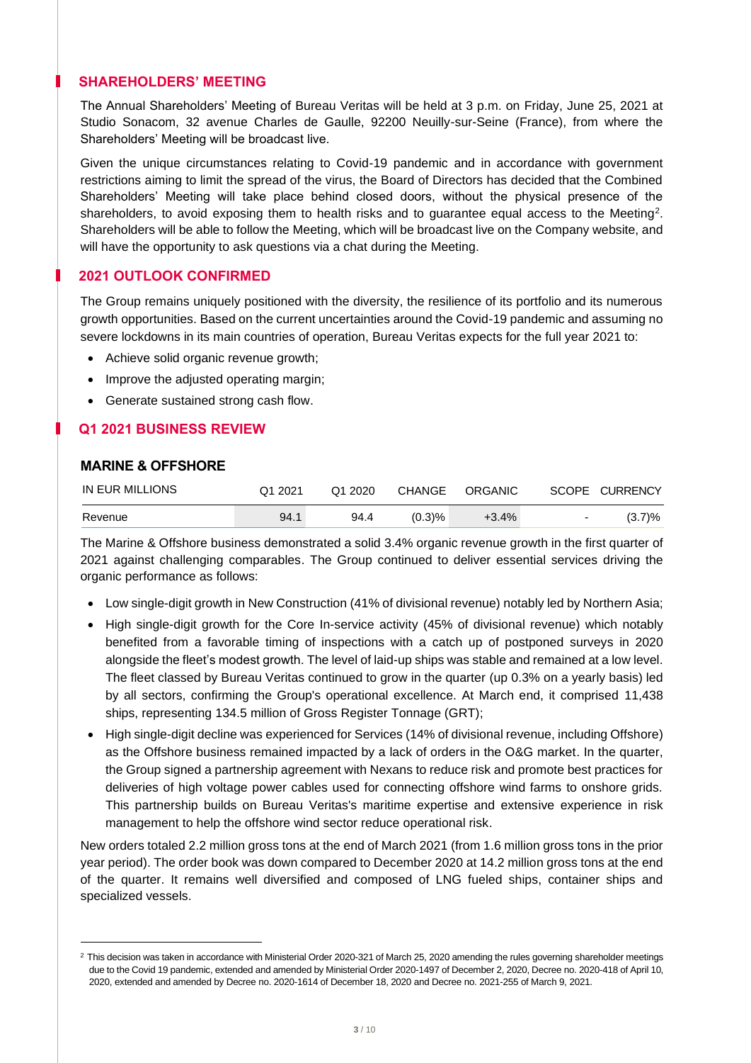## SHAREHOLDERS' MEETING

The Annual Shareholders' Meeting of Bureau Veritas will be held at 3 p.m. on Friday, June 25, 2021 at Studio Sonacom, 32 avenue Charles de Gaulle, 92200 Neuilly-sur-Seine (France), from where the Shareholders' Meeting will be broadcast live.

Given the unique circumstances relating to Covid-19 pandemic and in accordance with government restrictions aiming to limit the spread of the virus, the Board of Directors has decided that the Combined Shareholders' Meeting will take place behind closed doors, without the physical presence of the shareholders, to avoid exposing them to health risks and to guarantee equal access to the Meeting[2]. Shareholders will be able to follow the Meeting, which will be broadcast live on the Company website, and will have the opportunity to ask questions via a chat during the Meeting.

## 2021 OUTLOOK CONFIRMED

The Group remains uniquely positioned with the diversity, the resilience of its portfolio and its numerous growth opportunities. Based on the current uncertainties around the Covid-19 pandemic and assuming no severe lockdowns in its main countries of operation, Bureau Veritas expects for the full year 2021 to:

- Achieve solid organic revenue growth;
- Improve the adjusted operating margin;
- Generate sustained strong cash flow.

## Q1 2021 BUSINESS REVIEW

### MARINE & OFFSHORE

| IN EUR MILLIONS | Q1 2021 | Q1 2020 | CHANGE | ORGANIC | SCOPE | CURRENCY |
|---|---|---|---|---|---|---|
| Revenue | 94.1 | 94.4 | (0.3)% | +3.4% | - | (3.7)% |

The Marine & Offshore business demonstrated a solid 3.4% organic revenue growth in the first quarter of 2021 against challenging comparables. The Group continued to deliver essential services driving the organic performance as follows:

- Low single-digit growth in New Construction (41% of divisional revenue) notably led by Northern Asia;
- High single-digit growth for the Core In-service activity (45% of divisional revenue) which notably benefited from a favorable timing of inspections with a catch up of postponed surveys in 2020 alongside the fleet's modest growth. The level of laid-up ships was stable and remained at a low level. The fleet classed by Bureau Veritas continued to grow in the quarter (up 0.3% on a yearly basis) led by all sectors, confirming the Group's operational excellence. At March end, it comprised 11,438 ships, representing 134.5 million of Gross Register Tonnage (GRT);
- High single-digit decline was experienced for Services (14% of divisional revenue, including Offshore) as the Offshore business remained impacted by a lack of orders in the O&G market. In the quarter, the Group signed a partnership agreement with Nexans to reduce risk and promote best practices for deliveries of high voltage power cables used for connecting offshore wind farms to onshore grids. This partnership builds on Bureau Veritas's maritime expertise and extensive experience in risk management to help the offshore wind sector reduce operational risk.

New orders totaled 2.2 million gross tons at the end of March 2021 (from 1.6 million gross tons in the prior year period). The order book was down compared to December 2020 at 14.2 million gross tons at the end of the quarter. It remains well diversified and composed of LNG fueled ships, container ships and specialized vessels.

---

[2] This decision was taken in accordance with Ministerial Order 2020-321 of March 25, 2020 amending the rules governing shareholder meetings due to the Covid 19 pandemic, extended and amended by Ministerial Order 2020-1497 of December 2, 2020, Decree no. 2020-418 of April 10, 2020, extended and amended by Decree no. 2020-1614 of December 18, 2020 and Decree no. 2021-255 of March 9, 2021.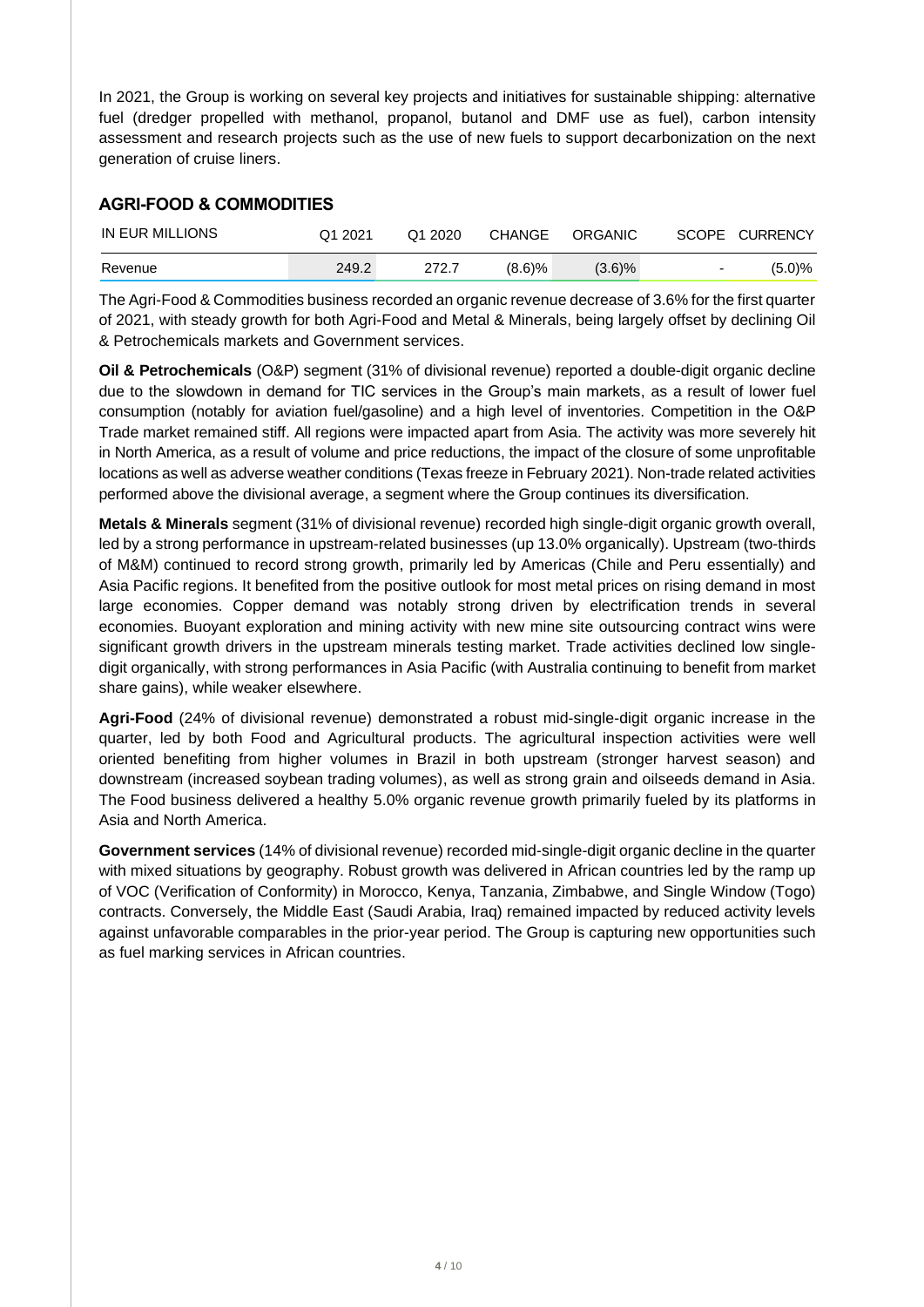In 2021, the Group is working on several key projects and initiatives for sustainable shipping: alternative fuel (dredger propelled with methanol, propanol, butanol and DMF use as fuel), carbon intensity assessment and research projects such as the use of new fuels to support decarbonization on the next generation of cruise liners.

## AGRI-FOOD & COMMODITIES

| IN EUR MILLIONS | Q1 2021 | Q1 2020 | CHANGE | ORGANIC | SCOPE | CURRENCY |
|---|---|---|---|---|---|---|
| Revenue | 249.2 | 272.7 | (8.6)% | (3.6)% | - | (5.0)% |

The Agri-Food & Commodities business recorded an organic revenue decrease of 3.6% for the first quarter of 2021, with steady growth for both Agri-Food and Metal & Minerals, being largely offset by declining Oil & Petrochemicals markets and Government services.

**Oil & Petrochemicals** (O&P) segment (31% of divisional revenue) reported a double-digit organic decline due to the slowdown in demand for TIC services in the Group's main markets, as a result of lower fuel consumption (notably for aviation fuel/gasoline) and a high level of inventories. Competition in the O&P Trade market remained stiff. All regions were impacted apart from Asia. The activity was more severely hit in North America, as a result of volume and price reductions, the impact of the closure of some unprofitable locations as well as adverse weather conditions (Texas freeze in February 2021). Non-trade related activities performed above the divisional average, a segment where the Group continues its diversification.

**Metals & Minerals** segment (31% of divisional revenue) recorded high single-digit organic growth overall, led by a strong performance in upstream-related businesses (up 13.0% organically). Upstream (two-thirds of M&M) continued to record strong growth, primarily led by Americas (Chile and Peru essentially) and Asia Pacific regions. It benefited from the positive outlook for most metal prices on rising demand in most large economies. Copper demand was notably strong driven by electrification trends in several economies. Buoyant exploration and mining activity with new mine site outsourcing contract wins were significant growth drivers in the upstream minerals testing market. Trade activities declined low single-digit organically, with strong performances in Asia Pacific (with Australia continuing to benefit from market share gains), while weaker elsewhere.

**Agri-Food** (24% of divisional revenue) demonstrated a robust mid-single-digit organic increase in the quarter, led by both Food and Agricultural products. The agricultural inspection activities were well oriented benefiting from higher volumes in Brazil in both upstream (stronger harvest season) and downstream (increased soybean trading volumes), as well as strong grain and oilseeds demand in Asia. The Food business delivered a healthy 5.0% organic revenue growth primarily fueled by its platforms in Asia and North America.

**Government services** (14% of divisional revenue) recorded mid-single-digit organic decline in the quarter with mixed situations by geography. Robust growth was delivered in African countries led by the ramp up of VOC (Verification of Conformity) in Morocco, Kenya, Tanzania, Zimbabwe, and Single Window (Togo) contracts. Conversely, the Middle East (Saudi Arabia, Iraq) remained impacted by reduced activity levels against unfavorable comparables in the prior-year period. The Group is capturing new opportunities such as fuel marking services in African countries.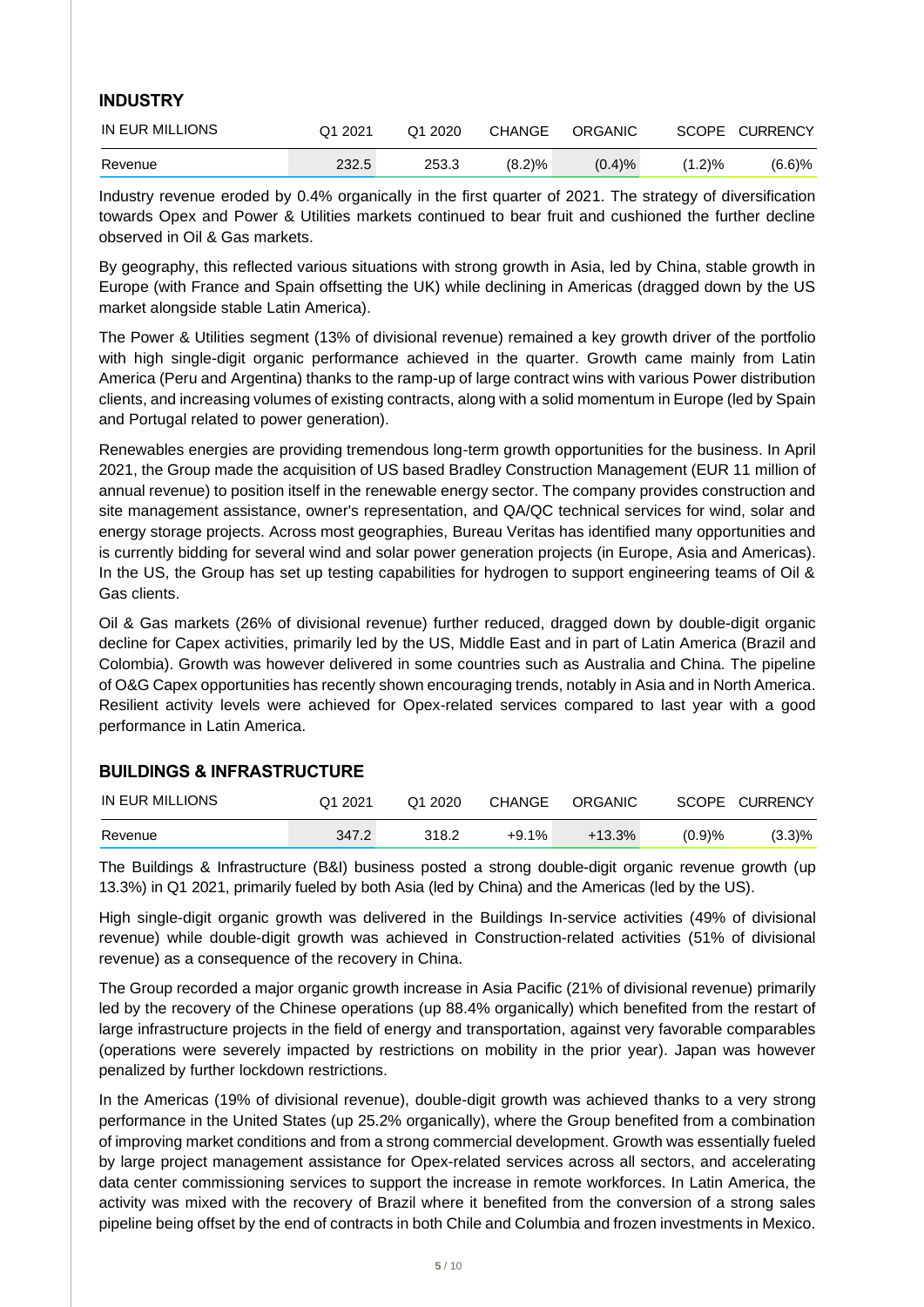## INDUSTRY

| IN EUR MILLIONS | Q1 2021 | Q1 2020 | CHANGE | ORGANIC | SCOPE | CURRENCY |
|---|---|---|---|---|---|---|
| Revenue | 232.5 | 253.3 | (8.2)% | (0.4)% | (1.2)% | (6.6)% |

Industry revenue eroded by 0.4% organically in the first quarter of 2021. The strategy of diversification towards Opex and Power & Utilities markets continued to bear fruit and cushioned the further decline observed in Oil & Gas markets.

By geography, this reflected various situations with strong growth in Asia, led by China, stable growth in Europe (with France and Spain offsetting the UK) while declining in Americas (dragged down by the US market alongside stable Latin America).

The Power & Utilities segment (13% of divisional revenue) remained a key growth driver of the portfolio with high single-digit organic performance achieved in the quarter. Growth came mainly from Latin America (Peru and Argentina) thanks to the ramp-up of large contract wins with various Power distribution clients, and increasing volumes of existing contracts, along with a solid momentum in Europe (led by Spain and Portugal related to power generation).

Renewables energies are providing tremendous long-term growth opportunities for the business. In April 2021, the Group made the acquisition of US based Bradley Construction Management (EUR 11 million of annual revenue) to position itself in the renewable energy sector. The company provides construction and site management assistance, owner's representation, and QA/QC technical services for wind, solar and energy storage projects. Across most geographies, Bureau Veritas has identified many opportunities and is currently bidding for several wind and solar power generation projects (in Europe, Asia and Americas). In the US, the Group has set up testing capabilities for hydrogen to support engineering teams of Oil & Gas clients.

Oil & Gas markets (26% of divisional revenue) further reduced, dragged down by double-digit organic decline for Capex activities, primarily led by the US, Middle East and in part of Latin America (Brazil and Colombia). Growth was however delivered in some countries such as Australia and China. The pipeline of O&G Capex opportunities has recently shown encouraging trends, notably in Asia and in North America. Resilient activity levels were achieved for Opex-related services compared to last year with a good performance in Latin America.

## BUILDINGS & INFRASTRUCTURE

| IN EUR MILLIONS | Q1 2021 | Q1 2020 | CHANGE | ORGANIC | SCOPE | CURRENCY |
|---|---|---|---|---|---|---|
| Revenue | 347.2 | 318.2 | +9.1% | +13.3% | (0.9)% | (3.3)% |

The Buildings & Infrastructure (B&I) business posted a strong double-digit organic revenue growth (up 13.3%) in Q1 2021, primarily fueled by both Asia (led by China) and the Americas (led by the US).

High single-digit organic growth was delivered in the Buildings In-service activities (49% of divisional revenue) while double-digit growth was achieved in Construction-related activities (51% of divisional revenue) as a consequence of the recovery in China.

The Group recorded a major organic growth increase in Asia Pacific (21% of divisional revenue) primarily led by the recovery of the Chinese operations (up 88.4% organically) which benefited from the restart of large infrastructure projects in the field of energy and transportation, against very favorable comparables (operations were severely impacted by restrictions on mobility in the prior year). Japan was however penalized by further lockdown restrictions.

In the Americas (19% of divisional revenue), double-digit growth was achieved thanks to a very strong performance in the United States (up 25.2% organically), where the Group benefited from a combination of improving market conditions and from a strong commercial development. Growth was essentially fueled by large project management assistance for Opex-related services across all sectors, and accelerating data center commissioning services to support the increase in remote workforces. In Latin America, the activity was mixed with the recovery of Brazil where it benefited from the conversion of a strong sales pipeline being offset by the end of contracts in both Chile and Columbia and frozen investments in Mexico.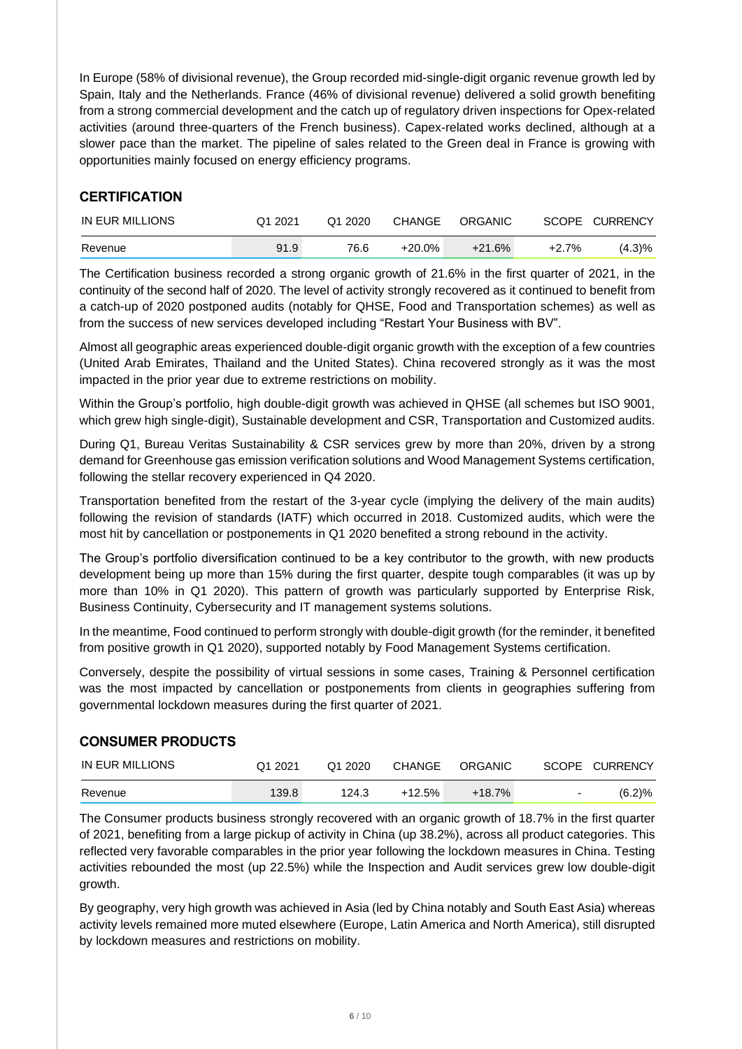In Europe (58% of divisional revenue), the Group recorded mid-single-digit organic revenue growth led by Spain, Italy and the Netherlands. France (46% of divisional revenue) delivered a solid growth benefiting from a strong commercial development and the catch up of regulatory driven inspections for Opex-related activities (around three-quarters of the French business). Capex-related works declined, although at a slower pace than the market. The pipeline of sales related to the Green deal in France is growing with opportunities mainly focused on energy efficiency programs.

## CERTIFICATION

| IN EUR MILLIONS | Q1 2021 | Q1 2020 | CHANGE | ORGANIC | SCOPE | CURRENCY |
|---|---|---|---|---|---|---|
| Revenue | 91.9 | 76.6 | +20.0% | +21.6% | +2.7% | (4.3)% |

The Certification business recorded a strong organic growth of 21.6% in the first quarter of 2021, in the continuity of the second half of 2020. The level of activity strongly recovered as it continued to benefit from a catch-up of 2020 postponed audits (notably for QHSE, Food and Transportation schemes) as well as from the success of new services developed including "Restart Your Business with BV".

Almost all geographic areas experienced double-digit organic growth with the exception of a few countries (United Arab Emirates, Thailand and the United States). China recovered strongly as it was the most impacted in the prior year due to extreme restrictions on mobility.

Within the Group's portfolio, high double-digit growth was achieved in QHSE (all schemes but ISO 9001, which grew high single-digit), Sustainable development and CSR, Transportation and Customized audits.

During Q1, Bureau Veritas Sustainability & CSR services grew by more than 20%, driven by a strong demand for Greenhouse gas emission verification solutions and Wood Management Systems certification, following the stellar recovery experienced in Q4 2020.

Transportation benefited from the restart of the 3-year cycle (implying the delivery of the main audits) following the revision of standards (IATF) which occurred in 2018. Customized audits, which were the most hit by cancellation or postponements in Q1 2020 benefited a strong rebound in the activity.

The Group's portfolio diversification continued to be a key contributor to the growth, with new products development being up more than 15% during the first quarter, despite tough comparables (it was up by more than 10% in Q1 2020). This pattern of growth was particularly supported by Enterprise Risk, Business Continuity, Cybersecurity and IT management systems solutions.

In the meantime, Food continued to perform strongly with double-digit growth (for the reminder, it benefited from positive growth in Q1 2020), supported notably by Food Management Systems certification.

Conversely, despite the possibility of virtual sessions in some cases, Training & Personnel certification was the most impacted by cancellation or postponements from clients in geographies suffering from governmental lockdown measures during the first quarter of 2021.

## CONSUMER PRODUCTS

| IN EUR MILLIONS | Q1 2021 | Q1 2020 | CHANGE | ORGANIC | SCOPE | CURRENCY |
|---|---|---|---|---|---|---|
| Revenue | 139.8 | 124.3 | +12.5% | +18.7% | - | (6.2)% |

The Consumer products business strongly recovered with an organic growth of 18.7% in the first quarter of 2021, benefiting from a large pickup of activity in China (up 38.2%), across all product categories. This reflected very favorable comparables in the prior year following the lockdown measures in China. Testing activities rebounded the most (up 22.5%) while the Inspection and Audit services grew low double-digit growth.

By geography, very high growth was achieved in Asia (led by China notably and South East Asia) whereas activity levels remained more muted elsewhere (Europe, Latin America and North America), still disrupted by lockdown measures and restrictions on mobility.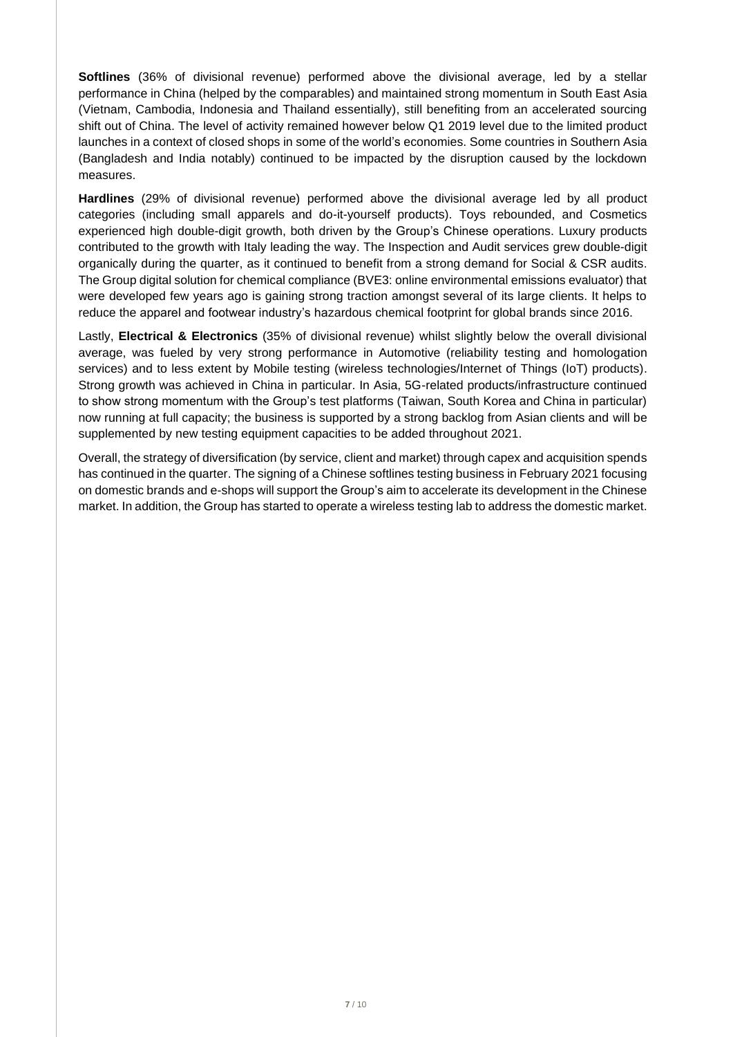**Softlines** (36% of divisional revenue) performed above the divisional average, led by a stellar performance in China (helped by the comparables) and maintained strong momentum in South East Asia (Vietnam, Cambodia, Indonesia and Thailand essentially), still benefiting from an accelerated sourcing shift out of China. The level of activity remained however below Q1 2019 level due to the limited product launches in a context of closed shops in some of the world's economies. Some countries in Southern Asia (Bangladesh and India notably) continued to be impacted by the disruption caused by the lockdown measures.

**Hardlines** (29% of divisional revenue) performed above the divisional average led by all product categories (including small apparels and do-it-yourself products). Toys rebounded, and Cosmetics experienced high double-digit growth, both driven by the Group's Chinese operations. Luxury products contributed to the growth with Italy leading the way. The Inspection and Audit services grew double-digit organically during the quarter, as it continued to benefit from a strong demand for Social & CSR audits. The Group digital solution for chemical compliance (BVE3: online environmental emissions evaluator) that were developed few years ago is gaining strong traction amongst several of its large clients. It helps to reduce the apparel and footwear industry's hazardous chemical footprint for global brands since 2016.

Lastly, **Electrical & Electronics** (35% of divisional revenue) whilst slightly below the overall divisional average, was fueled by very strong performance in Automotive (reliability testing and homologation services) and to less extent by Mobile testing (wireless technologies/Internet of Things (IoT) products). Strong growth was achieved in China in particular. In Asia, 5G-related products/infrastructure continued to show strong momentum with the Group's test platforms (Taiwan, South Korea and China in particular) now running at full capacity; the business is supported by a strong backlog from Asian clients and will be supplemented by new testing equipment capacities to be added throughout 2021.

Overall, the strategy of diversification (by service, client and market) through capex and acquisition spends has continued in the quarter. The signing of a Chinese softlines testing business in February 2021 focusing on domestic brands and e-shops will support the Group's aim to accelerate its development in the Chinese market. In addition, the Group has started to operate a wireless testing lab to address the domestic market.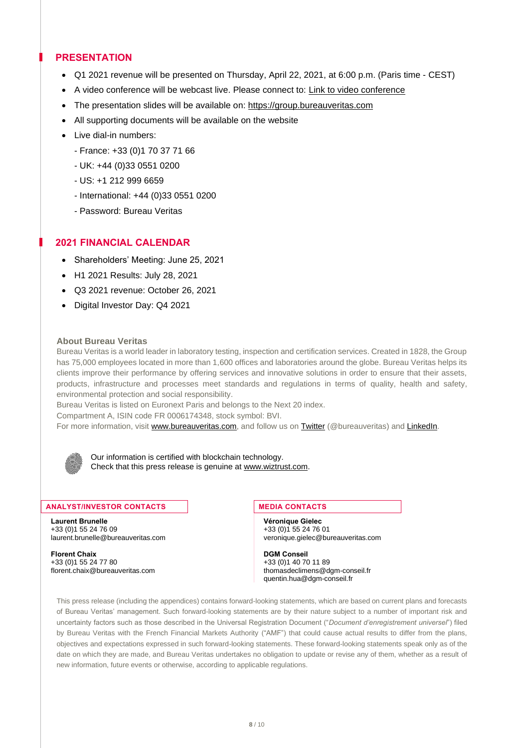## PRESENTATION

- Q1 2021 revenue will be presented on Thursday, April 22, 2021, at 6:00 p.m. (Paris time - CEST)
- A video conference will be webcast live. Please connect to: Link to video conference
- The presentation slides will be available on: https://group.bureauveritas.com
- All supporting documents will be available on the website
- Live dial-in numbers:
  - France: +33 (0)1 70 37 71 66
  - UK: +44 (0)33 0551 0200
  - US: +1 212 999 6659
  - International: +44 (0)33 0551 0200
  - Password: Bureau Veritas

## 2021 FINANCIAL CALENDAR

- Shareholders' Meeting: June 25, 2021
- H1 2021 Results: July 28, 2021
- Q3 2021 revenue: October 26, 2021
- Digital Investor Day: Q4 2021

**About Bureau Veritas**

Bureau Veritas is a world leader in laboratory testing, inspection and certification services. Created in 1828, the Group has 75,000 employees located in more than 1,600 offices and laboratories around the globe. Bureau Veritas helps its clients improve their performance by offering services and innovative solutions in order to ensure that their assets, products, infrastructure and processes meet standards and regulations in terms of quality, health and safety, environmental protection and social responsibility.

Bureau Veritas is listed on Euronext Paris and belongs to the Next 20 index.

Compartment A, ISIN code FR 0006174348, stock symbol: BVI.

For more information, visit www.bureauveritas.com, and follow us on Twitter (@bureauveritas) and LinkedIn.

Our information is certified with blockchain technology.
Check that this press release is genuine at www.wiztrust.com.

**ANALYST/INVESTOR CONTACTS**

**Laurent Brunelle**
+33 (0)1 55 24 76 09
laurent.brunelle@bureauveritas.com

**Florent Chaix**
+33 (0)1 55 24 77 80
florent.chaix@bureauveritas.com

**MEDIA CONTACTS**

**Véronique Gielec**
+33 (0)1 55 24 76 01
veronique.gielec@bureauveritas.com

**DGM Conseil**
+33 (0)1 40 70 11 89
thomasdeclimens@dgm-conseil.fr
quentin.hua@dgm-conseil.fr

This press release (including the appendices) contains forward-looking statements, which are based on current plans and forecasts of Bureau Veritas' management. Such forward-looking statements are by their nature subject to a number of important risk and uncertainty factors such as those described in the Universal Registration Document ("*Document d'enregistrement universel*") filed by Bureau Veritas with the French Financial Markets Authority ("AMF") that could cause actual results to differ from the plans, objectives and expectations expressed in such forward-looking statements. These forward-looking statements speak only as of the date on which they are made, and Bureau Veritas undertakes no obligation to update or revise any of them, whether as a result of new information, future events or otherwise, according to applicable regulations.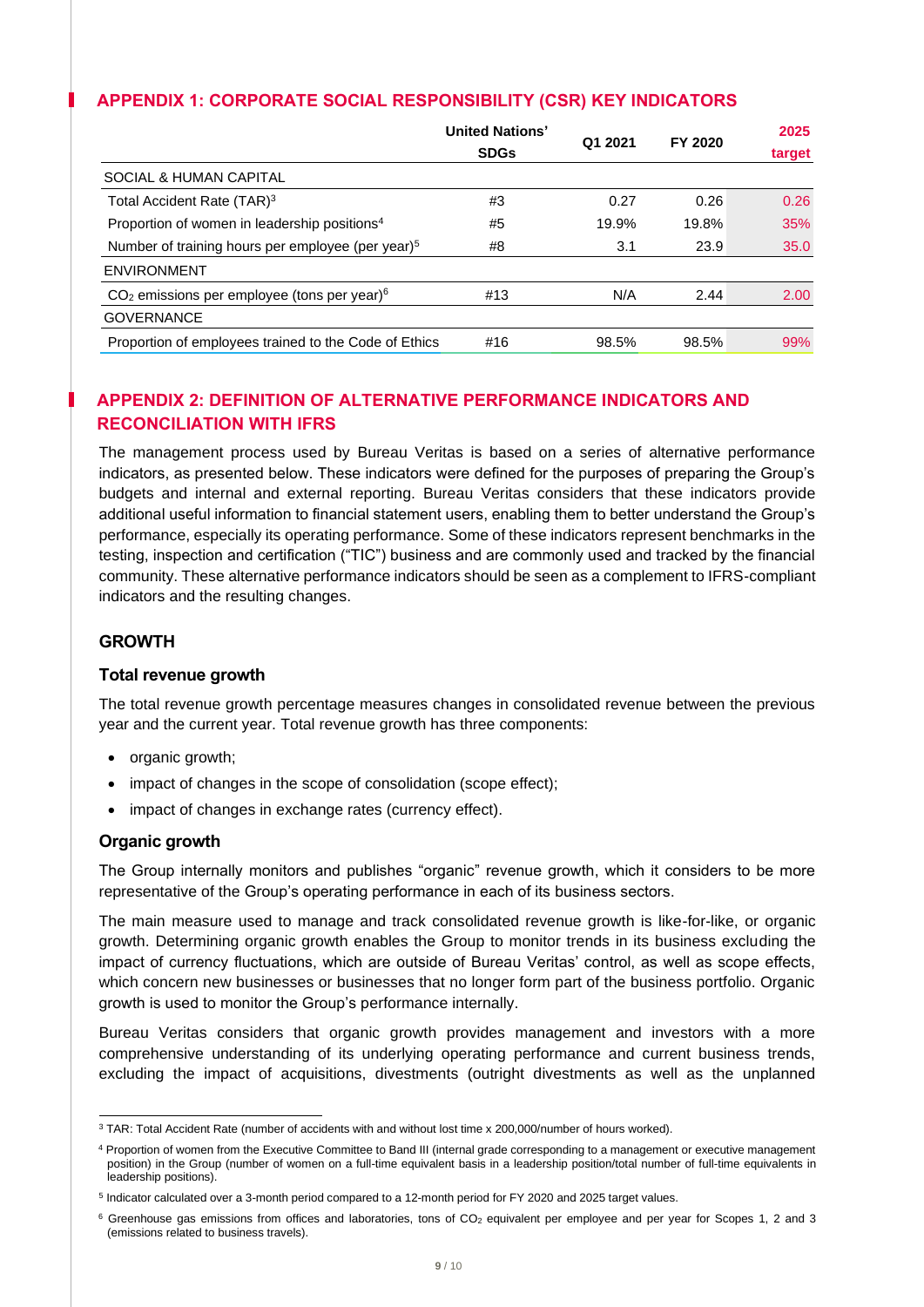## APPENDIX 1: CORPORATE SOCIAL RESPONSIBILITY (CSR) KEY INDICATORS

| | United Nations' SDGs | Q1 2021 | FY 2020 | 2025 target |
|---|---|---|---|---|
| SOCIAL & HUMAN CAPITAL | | | | |
| Total Accident Rate (TAR)[3] | #3 | 0.27 | 0.26 | 0.26 |
| Proportion of women in leadership positions[4] | #5 | 19.9% | 19.8% | 35% |
| Number of training hours per employee (per year)[5] | #8 | 3.1 | 23.9 | 35.0 |
| ENVIRONMENT | | | | |
| $CO_2$ emissions per employee (tons per year)[6] | #13 | N/A | 2.44 | 2.00 |
| GOVERNANCE | | | | |
| Proportion of employees trained to the Code of Ethics | #16 | 98.5% | 98.5% | 99% |

## APPENDIX 2: DEFINITION OF ALTERNATIVE PERFORMANCE INDICATORS AND RECONCILIATION WITH IFRS

The management process used by Bureau Veritas is based on a series of alternative performance indicators, as presented below. These indicators were defined for the purposes of preparing the Group's budgets and internal and external reporting. Bureau Veritas considers that these indicators provide additional useful information to financial statement users, enabling them to better understand the Group's performance, especially its operating performance. Some of these indicators represent benchmarks in the testing, inspection and certification ("TIC") business and are commonly used and tracked by the financial community. These alternative performance indicators should be seen as a complement to IFRS-compliant indicators and the resulting changes.

### GROWTH

#### Total revenue growth

The total revenue growth percentage measures changes in consolidated revenue between the previous year and the current year. Total revenue growth has three components:

- organic growth;
- impact of changes in the scope of consolidation (scope effect);
- impact of changes in exchange rates (currency effect).

#### Organic growth

The Group internally monitors and publishes "organic" revenue growth, which it considers to be more representative of the Group's operating performance in each of its business sectors.

The main measure used to manage and track consolidated revenue growth is like-for-like, or organic growth. Determining organic growth enables the Group to monitor trends in its business excluding the impact of currency fluctuations, which are outside of Bureau Veritas' control, as well as scope effects, which concern new businesses or businesses that no longer form part of the business portfolio. Organic growth is used to monitor the Group's performance internally.

Bureau Veritas considers that organic growth provides management and investors with a more comprehensive understanding of its underlying operating performance and current business trends, excluding the impact of acquisitions, divestments (outright divestments as well as the unplanned

---

[3] TAR: Total Accident Rate (number of accidents with and without lost time x 200,000/number of hours worked).

[4] Proportion of women from the Executive Committee to Band III (internal grade corresponding to a management or executive management position) in the Group (number of women on a full-time equivalent basis in a leadership position/total number of full-time equivalents in leadership positions).

[5] Indicator calculated over a 3-month period compared to a 12-month period for FY 2020 and 2025 target values.

[6] Greenhouse gas emissions from offices and laboratories, tons of $CO_2$ equivalent per employee and per year for Scopes 1, 2 and 3 (emissions related to business travels).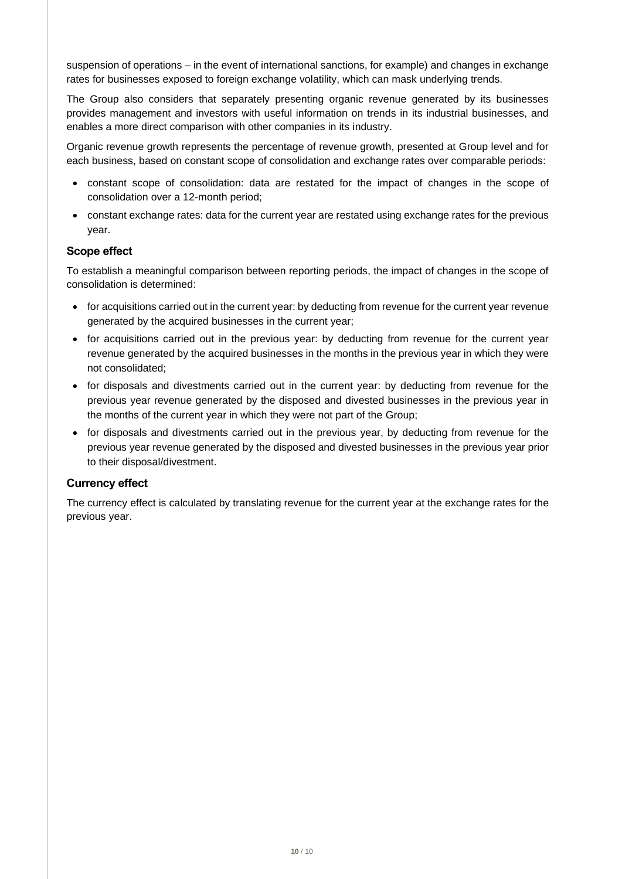suspension of operations – in the event of international sanctions, for example) and changes in exchange rates for businesses exposed to foreign exchange volatility, which can mask underlying trends.

The Group also considers that separately presenting organic revenue generated by its businesses provides management and investors with useful information on trends in its industrial businesses, and enables a more direct comparison with other companies in its industry.

Organic revenue growth represents the percentage of revenue growth, presented at Group level and for each business, based on constant scope of consolidation and exchange rates over comparable periods:

- constant scope of consolidation: data are restated for the impact of changes in the scope of consolidation over a 12-month period;
- constant exchange rates: data for the current year are restated using exchange rates for the previous year.

### Scope effect

To establish a meaningful comparison between reporting periods, the impact of changes in the scope of consolidation is determined:

- for acquisitions carried out in the current year: by deducting from revenue for the current year revenue generated by the acquired businesses in the current year;
- for acquisitions carried out in the previous year: by deducting from revenue for the current year revenue generated by the acquired businesses in the months in the previous year in which they were not consolidated;
- for disposals and divestments carried out in the current year: by deducting from revenue for the previous year revenue generated by the disposed and divested businesses in the previous year in the months of the current year in which they were not part of the Group;
- for disposals and divestments carried out in the previous year, by deducting from revenue for the previous year revenue generated by the disposed and divested businesses in the previous year prior to their disposal/divestment.

### Currency effect

The currency effect is calculated by translating revenue for the current year at the exchange rates for the previous year.